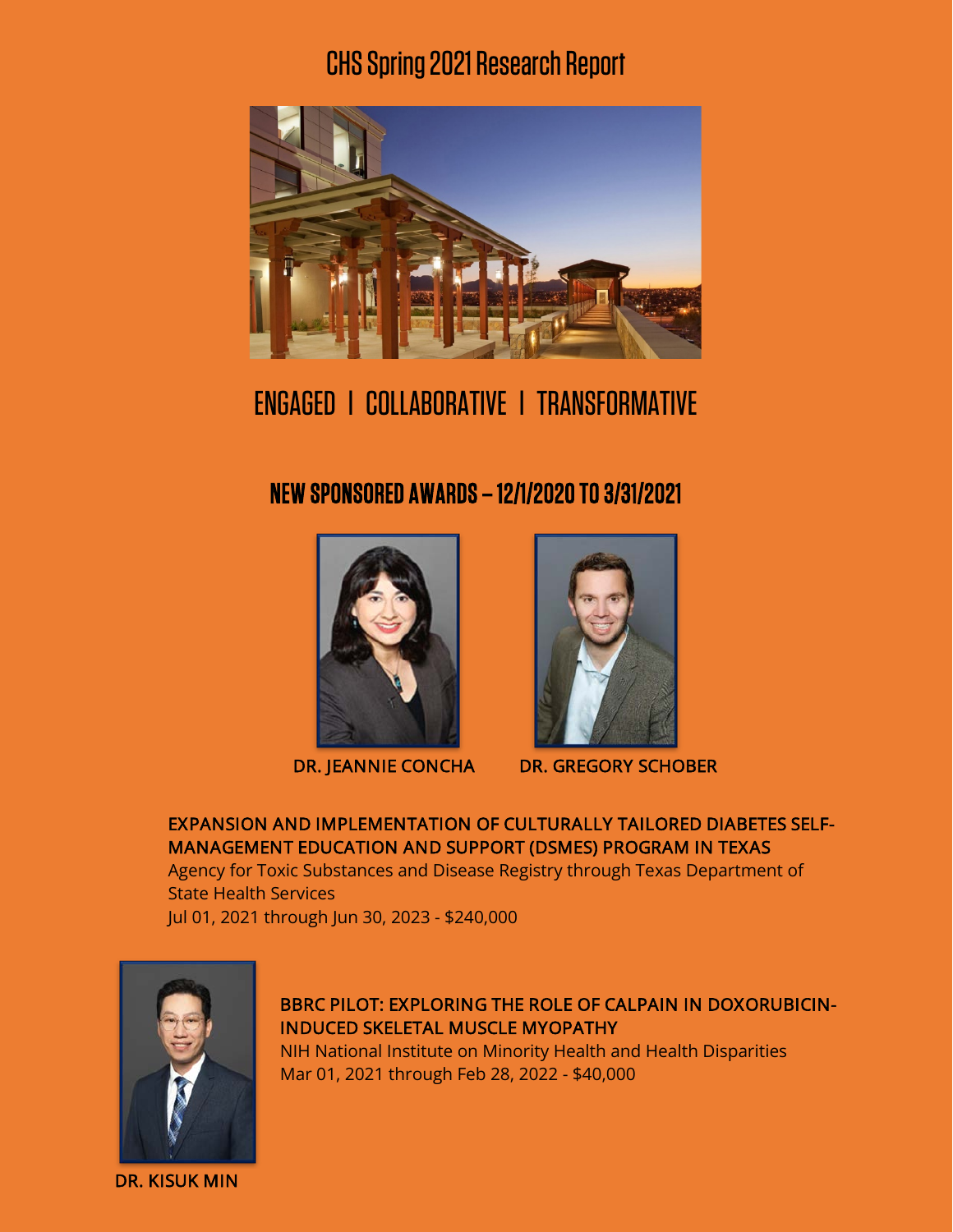# CHS Spring 2021 Research Report

ENGAGED | COLLABORATIVE | TRANSFORMATIVE

## NEW SPONSORED AWARDS – 12/1/2020 TO 3/31/2021

DR. JEANNIE CONCHA        DR. GREGORY SCHOBER

**EXPANSION AND IMPLEMENTATION OF CULTURALLY TAILORED DIABETES SELF-MANAGEMENT EDUCATION AND SUPPORT (DSMES) PROGRAM IN TEXAS**
Agency for Toxic Substances and Disease Registry through Texas Department of State Health Services
Jul 01, 2021 through Jun 30, 2023 - $240,000

**BBRC PILOT: EXPLORING THE ROLE OF CALPAIN IN DOXORUBICIN-INDUCED SKELETAL MUSCLE MYOPATHY**
NIH National Institute on Minority Health and Health Disparities
Mar 01, 2021 through Feb 28, 2022 - $40,000

DR. KISUK MIN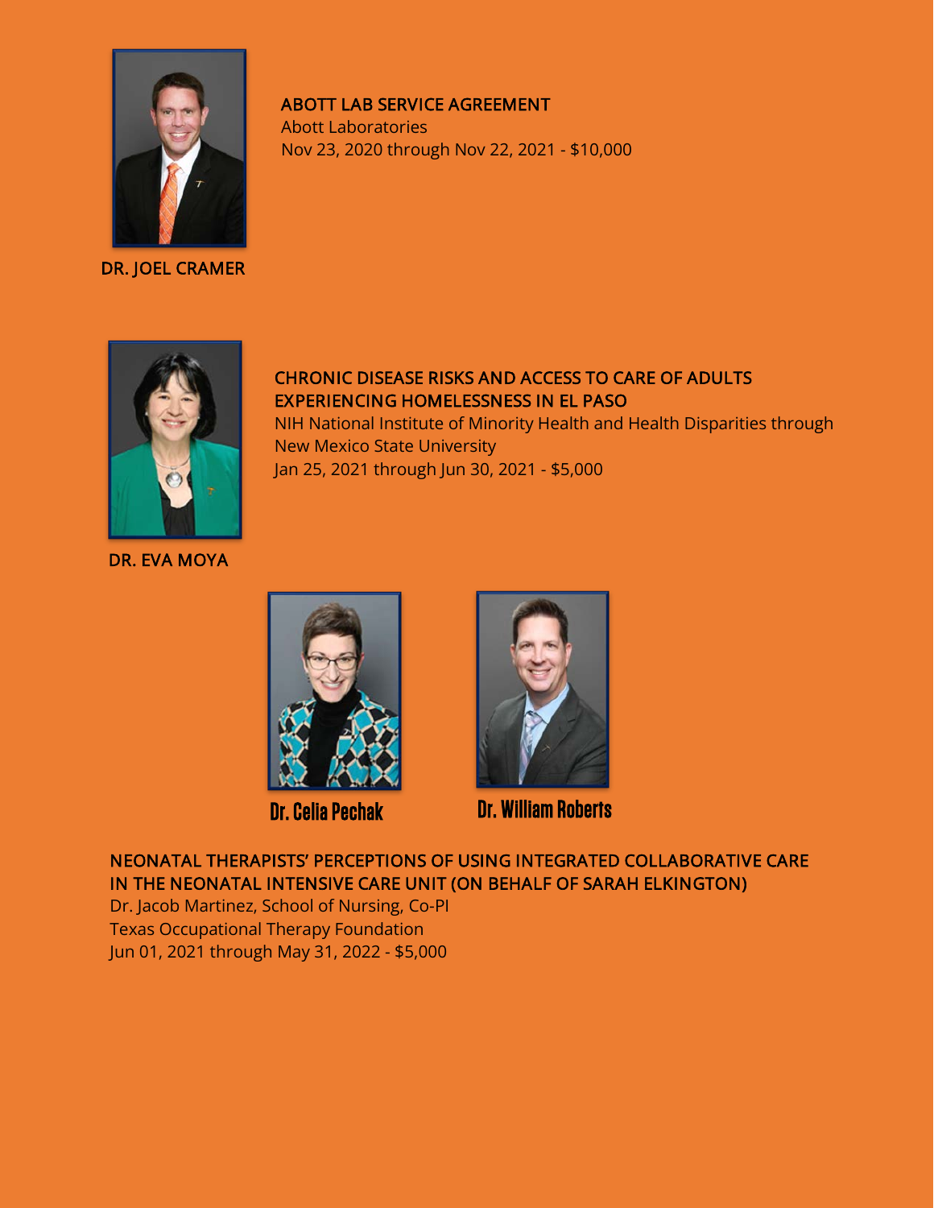DR. JOEL CRAMER

**ABOTT LAB SERVICE AGREEMENT**
Abott Laboratories
Nov 23, 2020 through Nov 22, 2021 - $10,000

DR. EVA MOYA

**CHRONIC DISEASE RISKS AND ACCESS TO CARE OF ADULTS EXPERIENCING HOMELESSNESS IN EL PASO**
NIH National Institute of Minority Health and Health Disparities through New Mexico State University
Jan 25, 2021 through Jun 30, 2021 - $5,000

Dr. Celia Pechak

Dr. William Roberts

**NEONATAL THERAPISTS' PERCEPTIONS OF USING INTEGRATED COLLABORATIVE CARE IN THE NEONATAL INTENSIVE CARE UNIT (ON BEHALF OF SARAH ELKINGTON)**
Dr. Jacob Martinez, School of Nursing, Co-PI
Texas Occupational Therapy Foundation
Jun 01, 2021 through May 31, 2022 - $5,000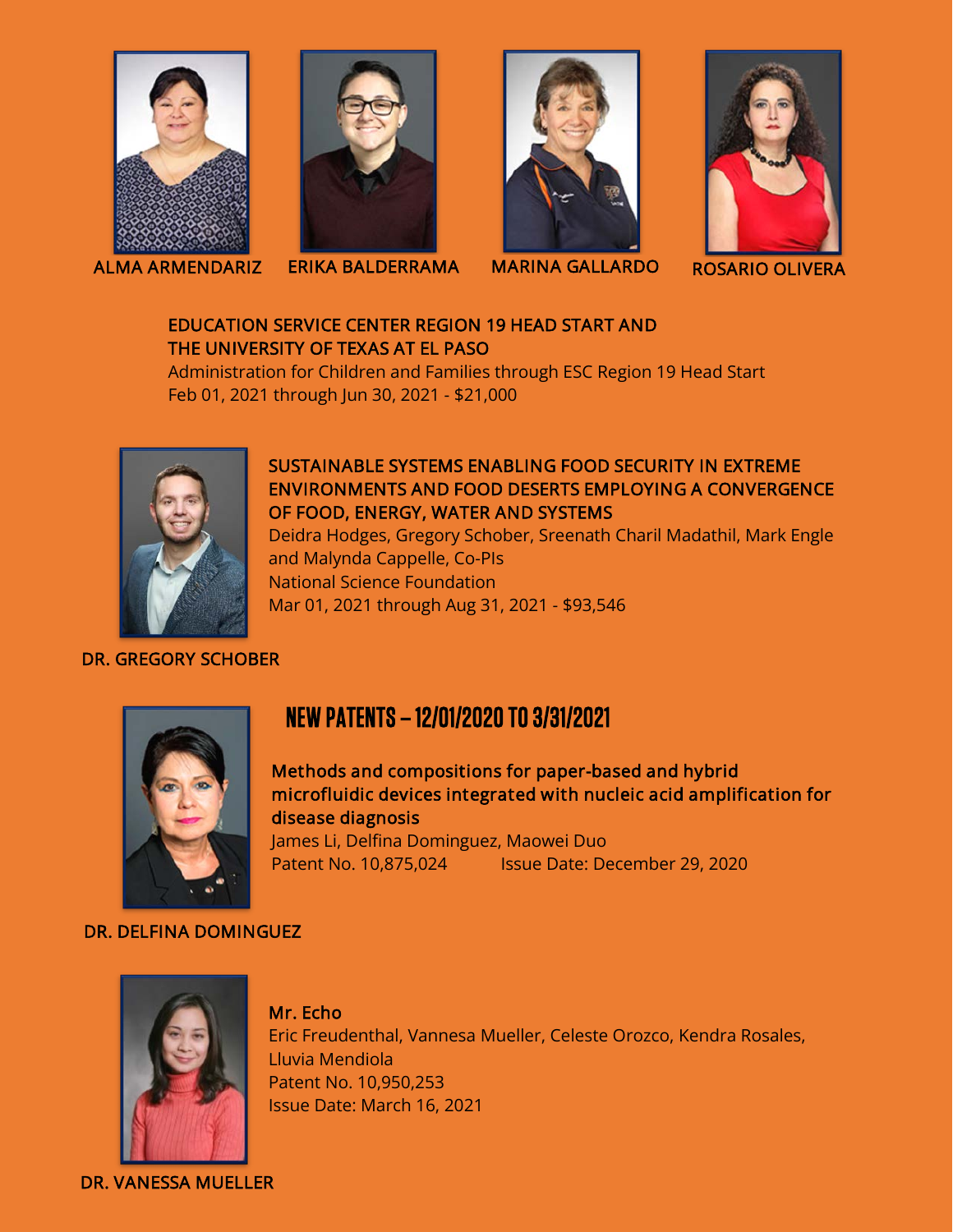ALMA ARMENDARIZ ERIKA BALDERRAMA MARINA GALLARDO ROSARIO OLIVERA

**EDUCATION SERVICE CENTER REGION 19 HEAD START AND THE UNIVERSITY OF TEXAS AT EL PASO**
Administration for Children and Families through ESC Region 19 Head Start
Feb 01, 2021 through Jun 30, 2021 - $21,000

**SUSTAINABLE SYSTEMS ENABLING FOOD SECURITY IN EXTREME ENVIRONMENTS AND FOOD DESERTS EMPLOYING A CONVERGENCE OF FOOD, ENERGY, WATER AND SYSTEMS**
Deidra Hodges, Gregory Schober, Sreenath Charil Madathil, Mark Engle and Malynda Cappelle, Co-PIs
National Science Foundation
Mar 01, 2021 through Aug 31, 2021 - $93,546

DR. GREGORY SCHOBER

## NEW PATENTS – 12/01/2020 TO 3/31/2021

**Methods and compositions for paper-based and hybrid microfluidic devices integrated with nucleic acid amplification for disease diagnosis**
James Li, Delfina Dominguez, Maowei Duo
Patent No. 10,875,024 Issue Date: December 29, 2020

DR. DELFINA DOMINGUEZ

**Mr. Echo**
Eric Freudenthal, Vannesa Mueller, Celeste Orozco, Kendra Rosales, Lluvia Mendiola
Patent No. 10,950,253
Issue Date: March 16, 2021

DR. VANESSA MUELLER